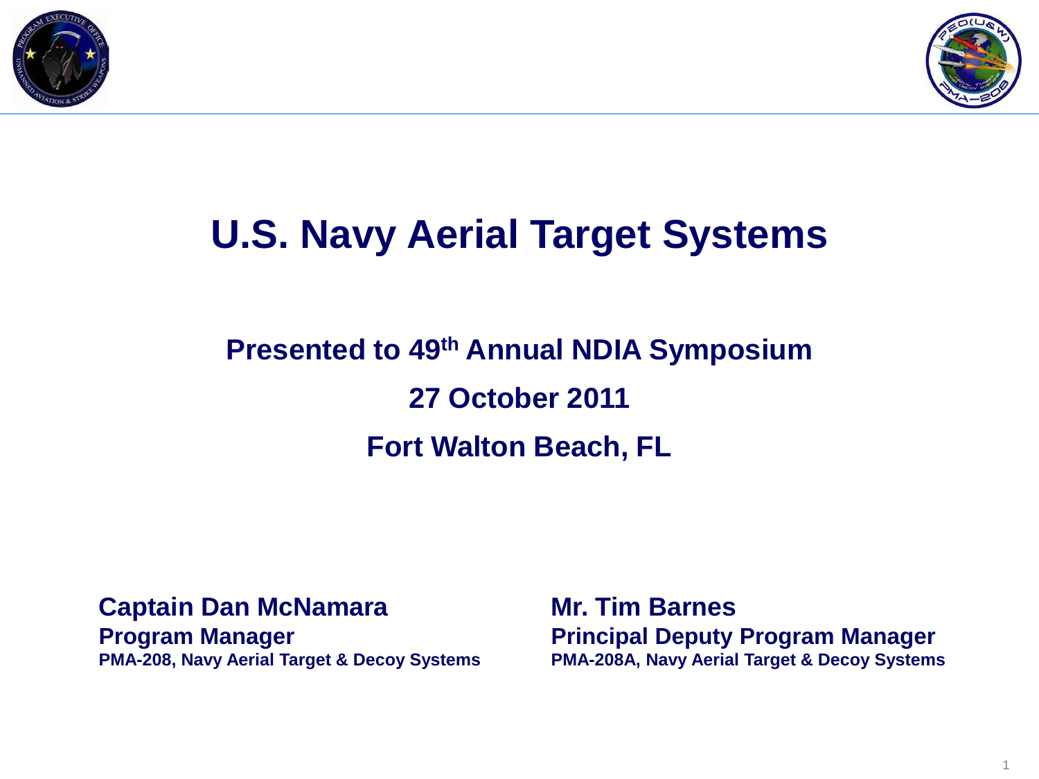# U.S. Navy Aerial Target Systems

## Presented to 49th Annual NDIA Symposium

## 27 October 2011

## Fort Walton Beach, FL

**Captain Dan McNamara**
**Program Manager**
**PMA-208, Navy Aerial Target & Decoy Systems**

**Mr. Tim Barnes**
**Principal Deputy Program Manager**
**PMA-208A, Navy Aerial Target & Decoy Systems**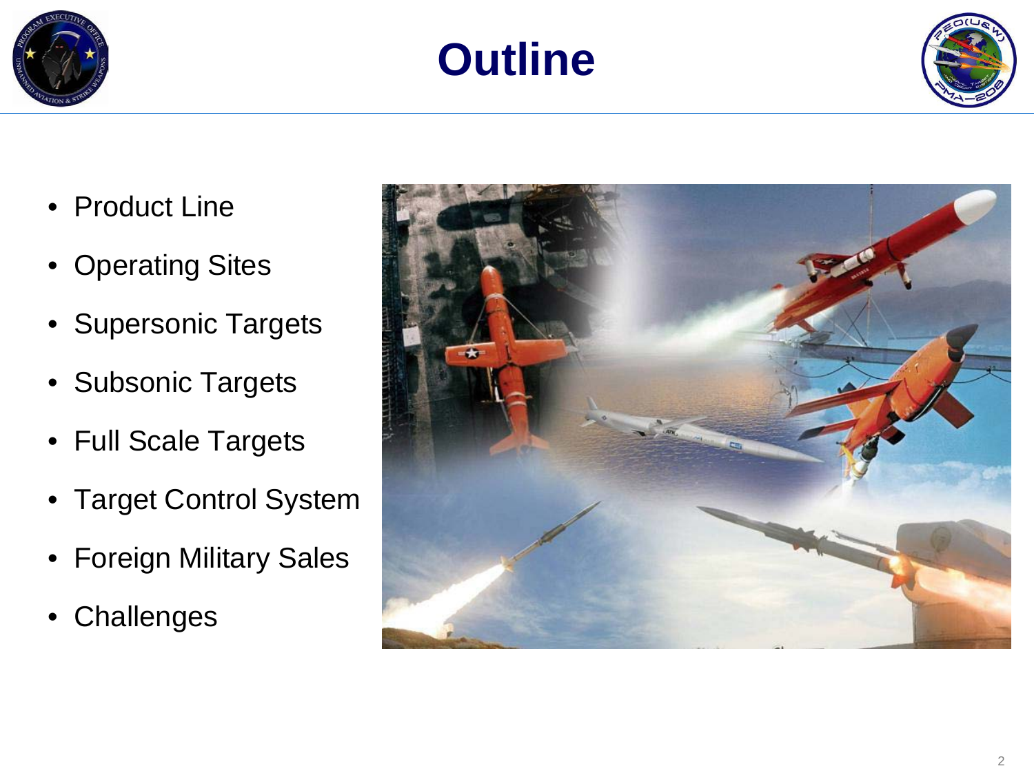# Outline

- Product Line
- Operating Sites
- Supersonic Targets
- Subsonic Targets
- Full Scale Targets
- Target Control System
- Foreign Military Sales
- Challenges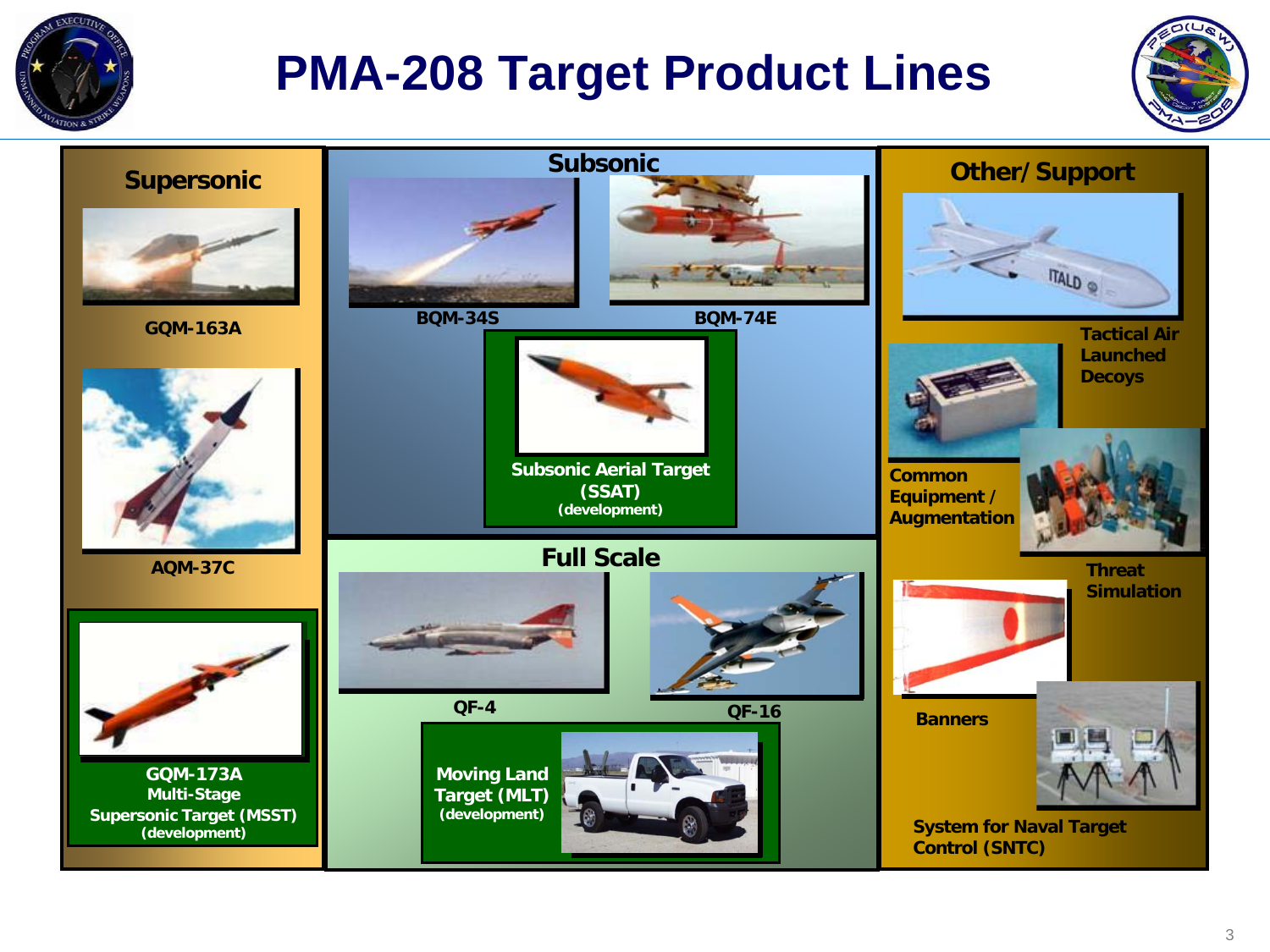# PMA-208 Target Product Lines

## Supersonic

- GQM-163A
- AQM-37C
- **GQM-173A Multi-Stage Supersonic Target (MSST)** (development)

## Subsonic

- BQM-34S
- BQM-74E
- **Subsonic Aerial Target (SSAT)** (development)

## Full Scale

- QF-4
- QF-16
- **Moving Land Target (MLT)** (development)

## Other/ Support

- Tactical Air Launched Decoys
- Common Equipment / Augmentation
- Threat Simulation
- Banners
- System for Naval Target Control (SNTC)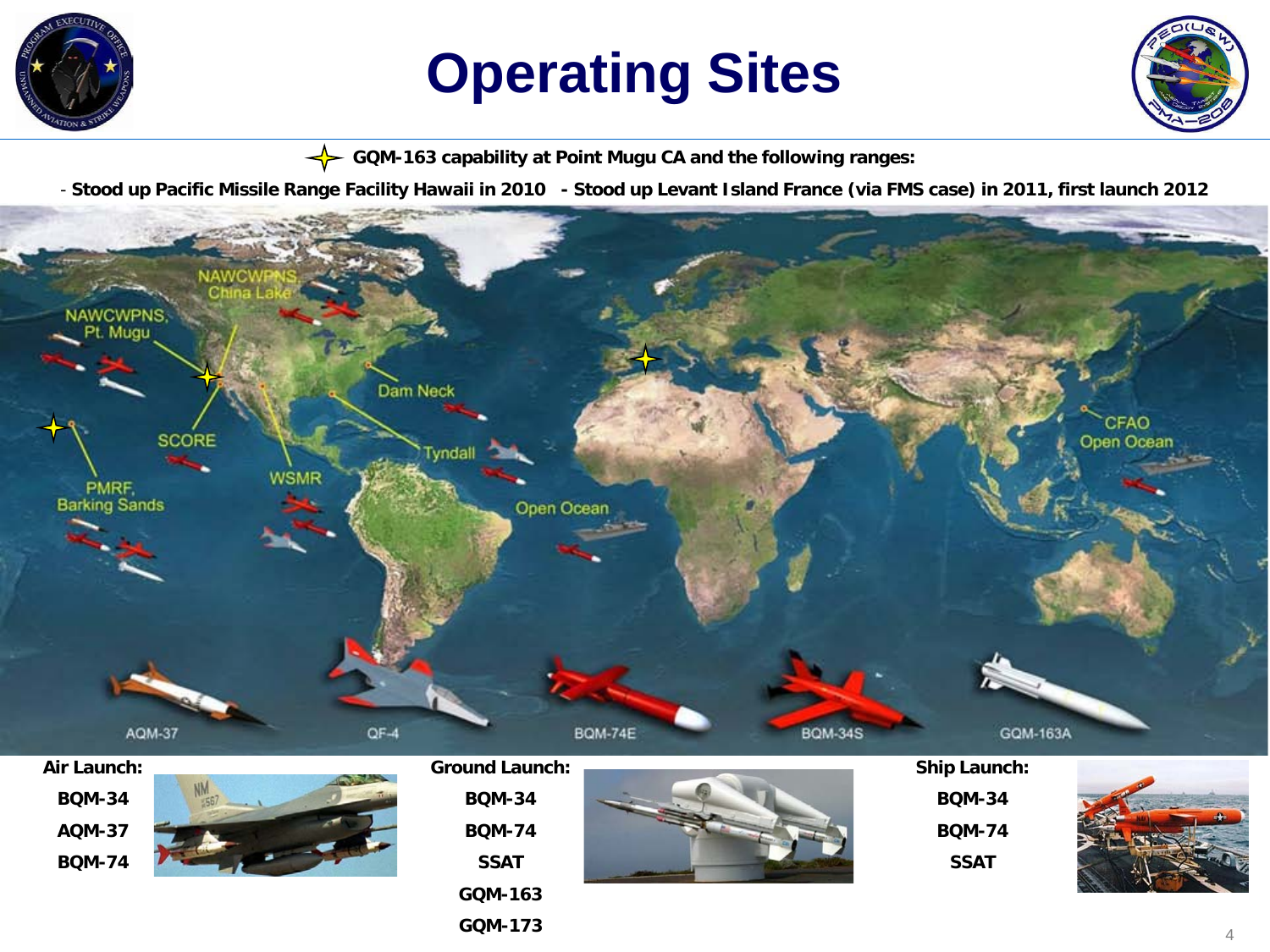# Operating Sites

GQM-163 capability at Point Mugu CA and the following ranges:

- Stood up Pacific Missile Range Facility Hawaii in 2010 - Stood up Levant Island France (via FMS case) in 2011, first launch 2012

NAWCWPNS China Lake

NAWCWPNS, Pt. Mugu

Dam Neck

SCORE

Tyndall

WSMR

PMRF, Barking Sands

Open Ocean

CFAO Open Ocean

AQM-37 QF-4 BQM-74E BQM-34S GQM-163A

**Air Launch:**

- BQM-34
- AQM-37
- BQM-74

**Ground Launch:**

- BQM-34
- BQM-74
- SSAT
- GQM-163
- GQM-173

**Ship Launch:**

- BQM-34
- BQM-74
- SSAT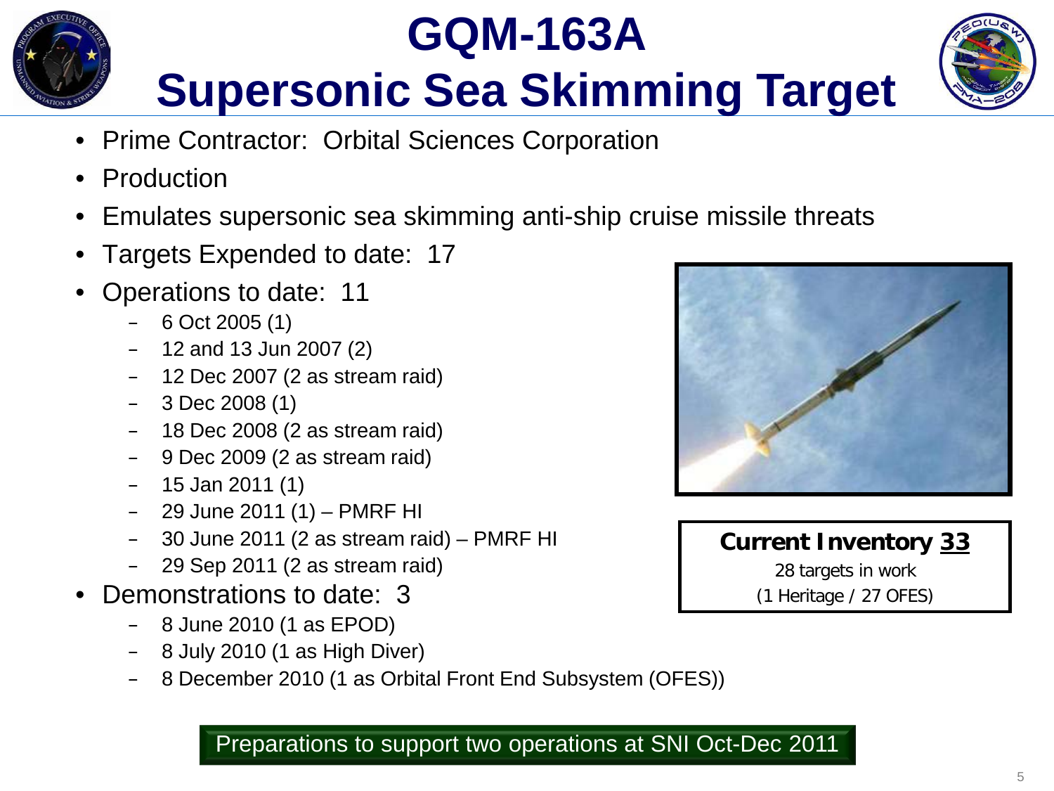# GQM-163A
# Supersonic Sea Skimming Target

- Prime Contractor: Orbital Sciences Corporation
- Production
- Emulates supersonic sea skimming anti-ship cruise missile threats
- Targets Expended to date: 17
- Operations to date: 11
  - 6 Oct 2005 (1)
  - 12 and 13 Jun 2007 (2)
  - 12 Dec 2007 (2 as stream raid)
  - 3 Dec 2008 (1)
  - 18 Dec 2008 (2 as stream raid)
  - 9 Dec 2009 (2 as stream raid)
  - 15 Jan 2011 (1)
  - 29 June 2011 (1) – PMRF HI
  - 30 June 2011 (2 as stream raid) – PMRF HI
  - 29 Sep 2011 (2 as stream raid)
- Demonstrations to date: 3
  - 8 June 2010 (1 as EPOD)
  - 8 July 2010 (1 as High Diver)
  - 8 December 2010 (1 as Orbital Front End Subsystem (OFES))

**Current Inventory <u>33</u>**

28 targets in work

(1 Heritage / 27 OFES)

Preparations to support two operations at SNI Oct-Dec 2011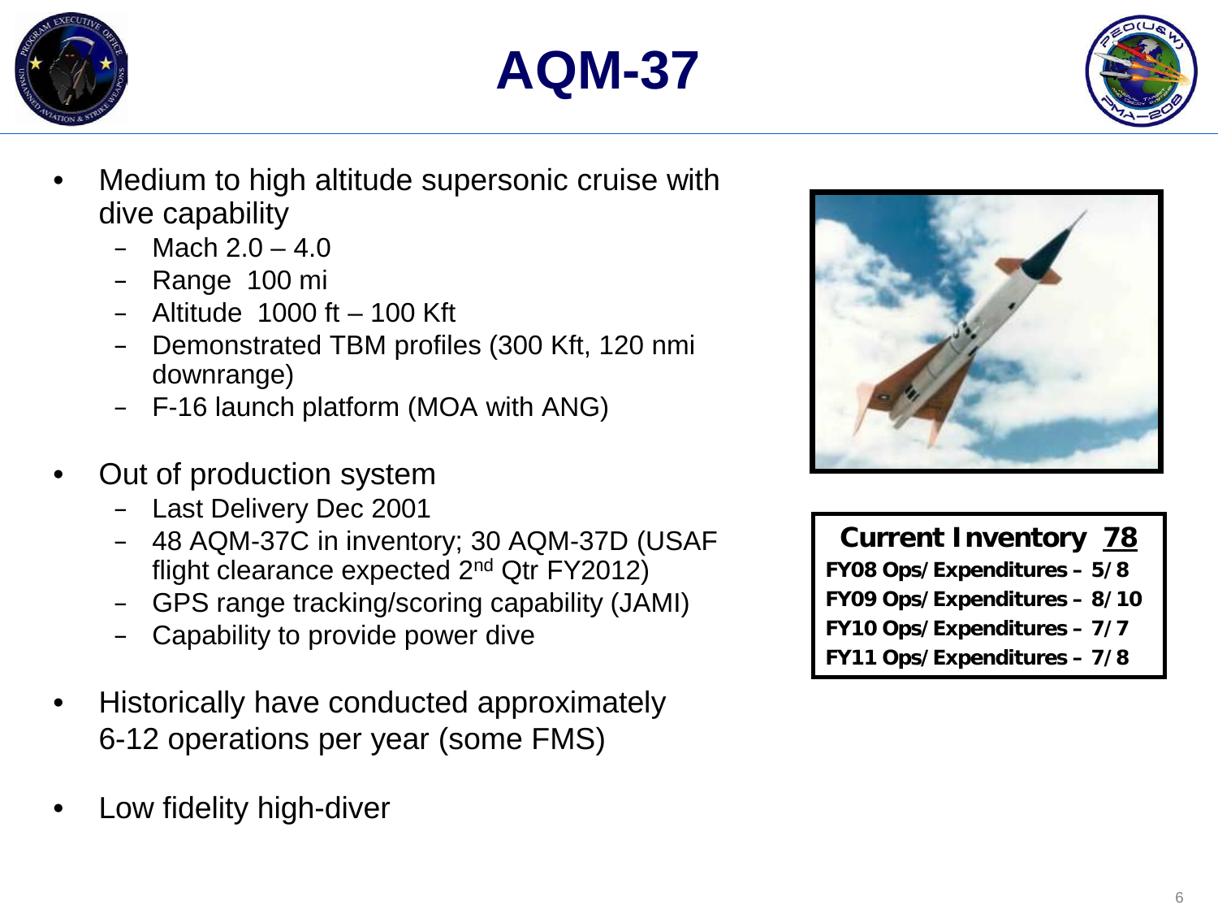# AQM-37

- Medium to high altitude supersonic cruise with dive capability
  - Mach 2.0 – 4.0
  - Range 100 mi
  - Altitude 1000 ft – 100 Kft
  - Demonstrated TBM profiles (300 Kft, 120 nmi downrange)
  - F-16 launch platform (MOA with ANG)
- Out of production system
  - Last Delivery Dec 2001
  - 48 AQM-37C in inventory; 30 AQM-37D (USAF flight clearance expected 2nd Qtr FY2012)
  - GPS range tracking/scoring capability (JAMI)
  - Capability to provide power dive
- Historically have conducted approximately 6-12 operations per year (some FMS)
- Low fidelity high-diver

**Current Inventory <u>78</u>**

**FY08 Ops/Expenditures – 5/8**
**FY09 Ops/Expenditures – 8/10**
**FY10 Ops/Expenditures – 7/7**
**FY11 Ops/Expenditures – 7/8**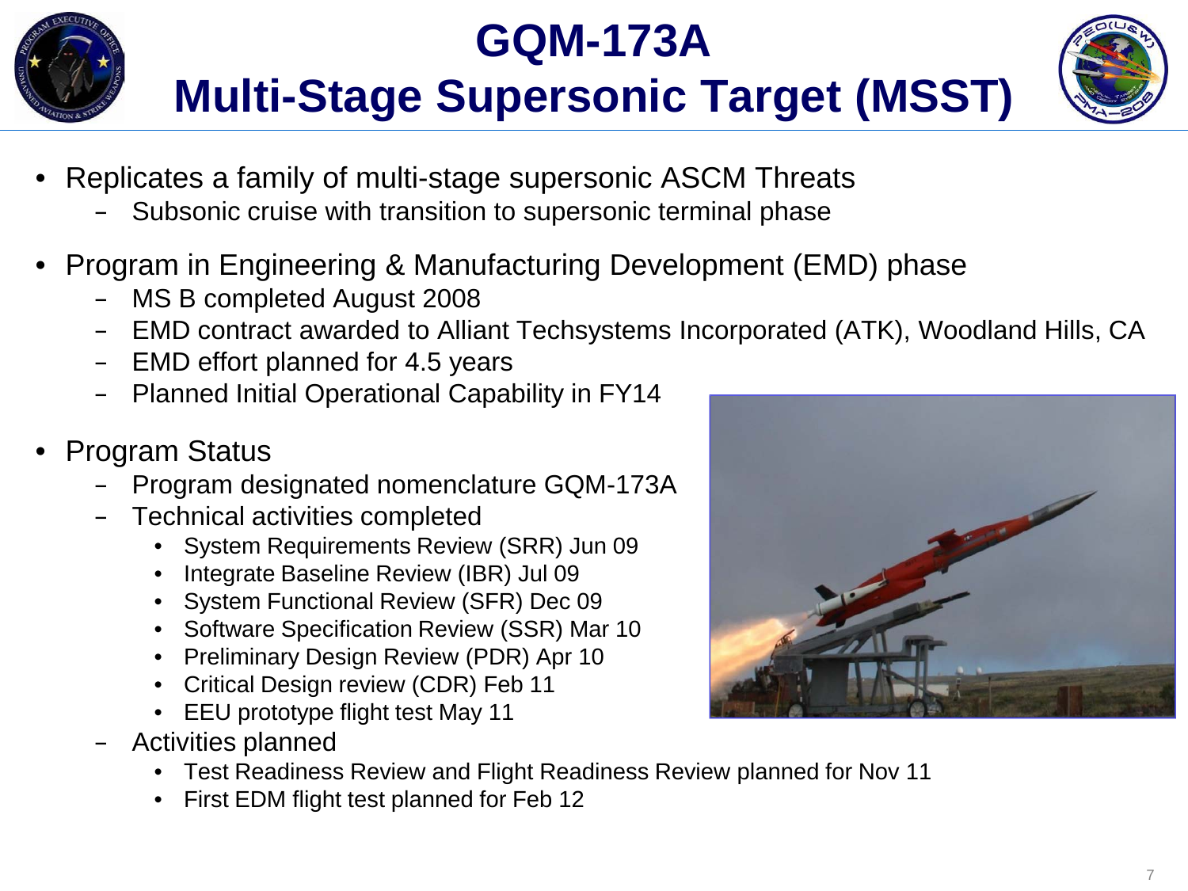# GQM-173A
# Multi-Stage Supersonic Target (MSST)

- Replicates a family of multi-stage supersonic ASCM Threats
  - Subsonic cruise with transition to supersonic terminal phase
- Program in Engineering & Manufacturing Development (EMD) phase
  - MS B completed August 2008
  - EMD contract awarded to Alliant Techsystems Incorporated (ATK), Woodland Hills, CA
  - EMD effort planned for 4.5 years
  - Planned Initial Operational Capability in FY14
- Program Status
  - Program designated nomenclature GQM-173A
  - Technical activities completed
    - System Requirements Review (SRR) Jun 09
    - Integrate Baseline Review (IBR) Jul 09
    - System Functional Review (SFR) Dec 09
    - Software Specification Review (SSR) Mar 10
    - Preliminary Design Review (PDR) Apr 10
    - Critical Design review (CDR) Feb 11
    - EEU prototype flight test May 11
  - Activities planned
    - Test Readiness Review and Flight Readiness Review planned for Nov 11
    - First EDM flight test planned for Feb 12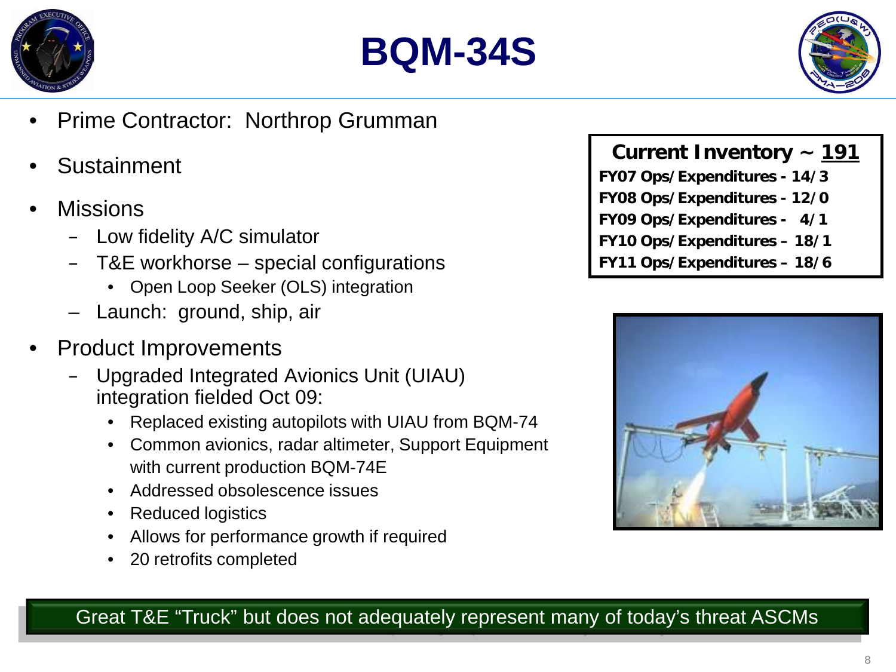# BQM-34S

- Prime Contractor: Northrop Grumman
- Sustainment
- Missions
  - Low fidelity A/C simulator
  - T&E workhorse – special configurations
    - Open Loop Seeker (OLS) integration
  - Launch: ground, ship, air
- Product Improvements
  - Upgraded Integrated Avionics Unit (UIAU) integration fielded Oct 09:
    - Replaced existing autopilots with UIAU from BQM-74
    - Common avionics, radar altimeter, Support Equipment with current production BQM-74E
    - Addressed obsolescence issues
    - Reduced logistics
    - Allows for performance growth if required
    - 20 retrofits completed

**Current Inventory ~ 191**

**FY07 Ops/Expenditures - 14/3**
**FY08 Ops/Expenditures - 12/0**
**FY09 Ops/Expenditures - 4/1**
**FY10 Ops/Expenditures – 18/1**
**FY11 Ops/Expenditures – 18/6**

Great T&E "Truck" but does not adequately represent many of today's threat ASCMs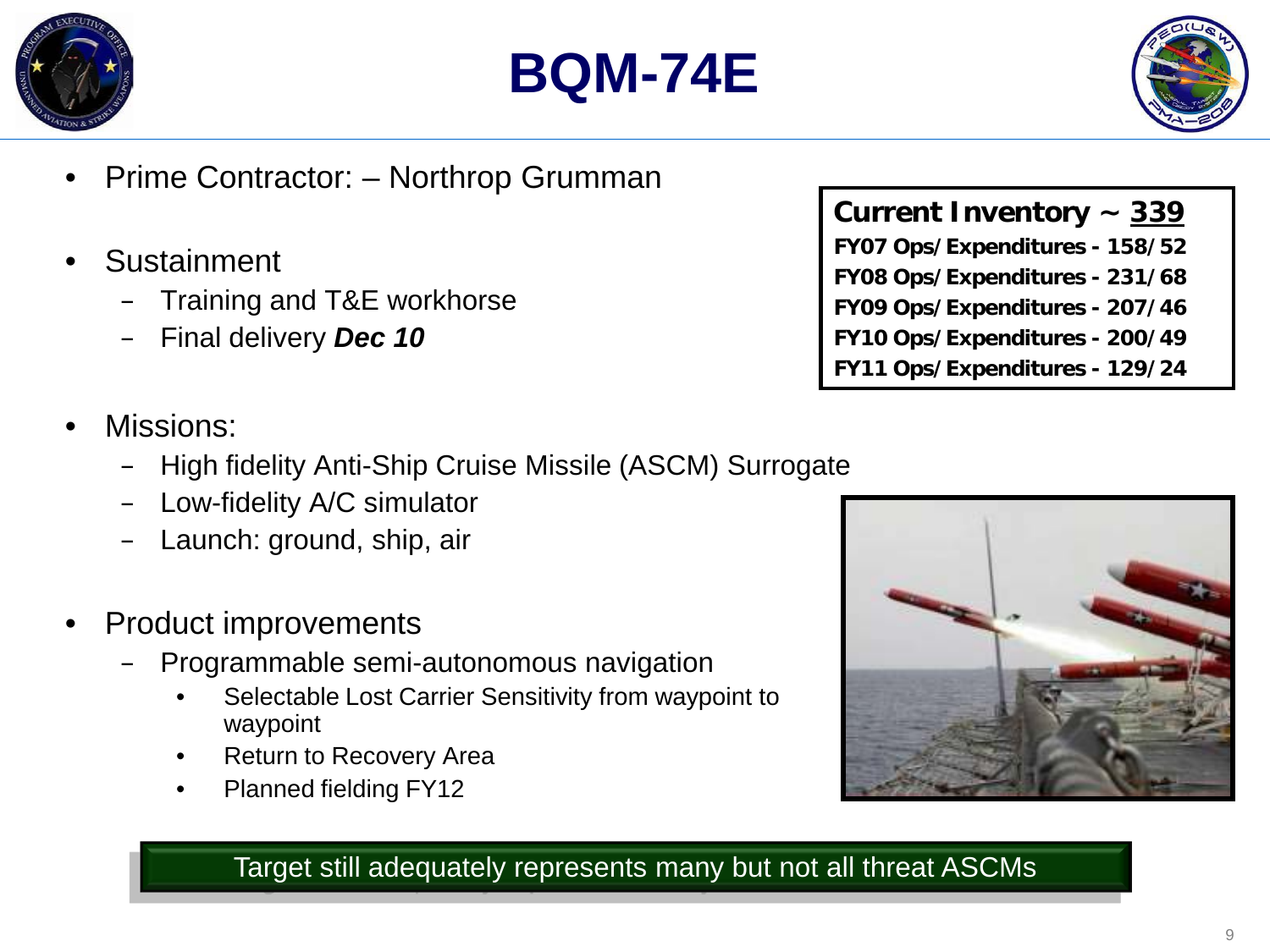# BQM-74E

- Prime Contractor: – Northrop Grumman
- Sustainment
  - Training and T&E workhorse
  - Final delivery ***Dec 10***

**Current Inventory ~ 339**

**FY07 Ops/Expenditures - 158/52**
**FY08 Ops/Expenditures - 231/68**
**FY09 Ops/Expenditures - 207/46**
**FY10 Ops/Expenditures - 200/49**
**FY11 Ops/Expenditures - 129/24**

- Missions:
  - High fidelity Anti-Ship Cruise Missile (ASCM) Surrogate
  - Low-fidelity A/C simulator
  - Launch: ground, ship, air
- Product improvements
  - Programmable semi-autonomous navigation
    - Selectable Lost Carrier Sensitivity from waypoint to waypoint
    - Return to Recovery Area
    - Planned fielding FY12

Target still adequately represents many but not all threat ASCMs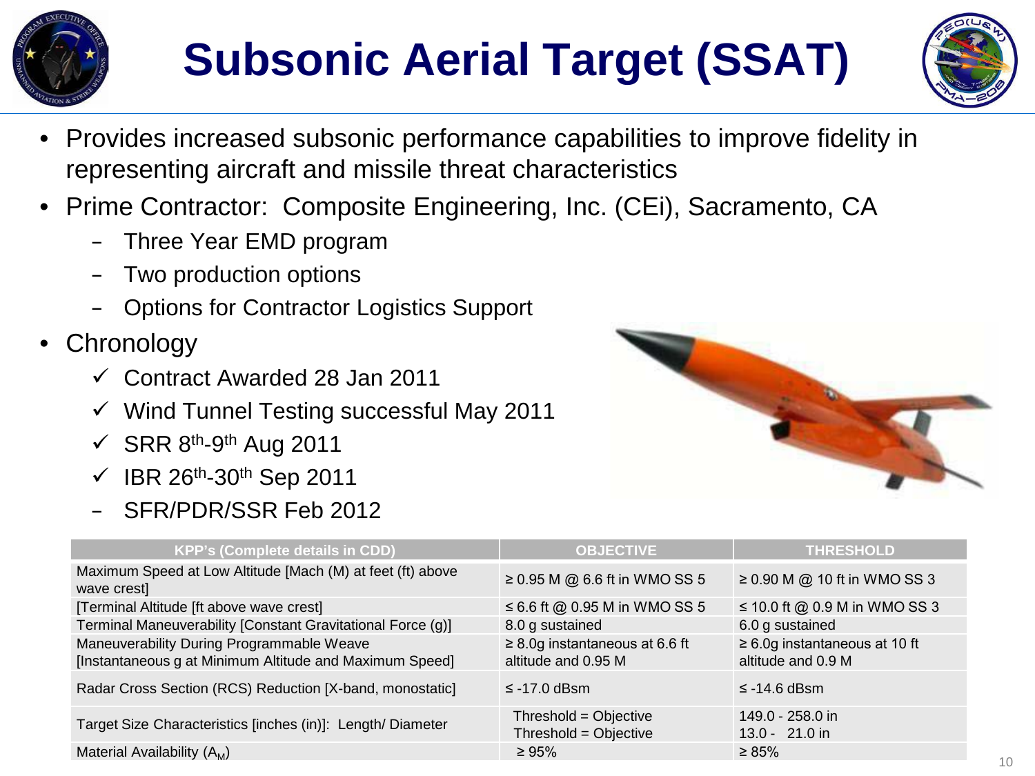# Subsonic Aerial Target (SSAT)

- Provides increased subsonic performance capabilities to improve fidelity in representing aircraft and missile threat characteristics
- Prime Contractor: Composite Engineering, Inc. (CEi), Sacramento, CA
  - Three Year EMD program
  - Two production options
  - Options for Contractor Logistics Support
- Chronology
  - ✓ Contract Awarded 28 Jan 2011
  - ✓ Wind Tunnel Testing successful May 2011
  - ✓ SRR 8th-9th Aug 2011
  - ✓ IBR 26th-30th Sep 2011
  - SFR/PDR/SSR Feb 2012

| KPP's (Complete details in CDD) | OBJECTIVE | THRESHOLD |
| --- | --- | --- |
| Maximum Speed at Low Altitude [Mach (M) at feet (ft) above wave crest] | ≥ 0.95 M @ 6.6 ft in WMO SS 5 | ≥ 0.90 M @ 10 ft in WMO SS 3 |
| [Terminal Altitude [ft above wave crest] | ≤ 6.6 ft @ 0.95 M in WMO SS 5 | ≤ 10.0 ft @ 0.9 M in WMO SS 3 |
| Terminal Maneuverability [Constant Gravitational Force (g)] | 8.0 g sustained | 6.0 g sustained |
| Maneuverability During Programmable Weave [Instantaneous g at Minimum Altitude and Maximum Speed] | ≥ 8.0g instantaneous at 6.6 ft altitude and 0.95 M | ≥ 6.0g instantaneous at 10 ft altitude and 0.9 M |
| Radar Cross Section (RCS) Reduction [X-band, monostatic] | ≤ -17.0 dBsm | ≤ -14.6 dBsm |
| Target Size Characteristics [inches (in)]: Length/ Diameter | Threshold = Objective<br>Threshold = Objective | 149.0 - 258.0 in<br>13.0 - 21.0 in |
| Material Availability ($A_M$) | ≥ 95% | ≥ 85% |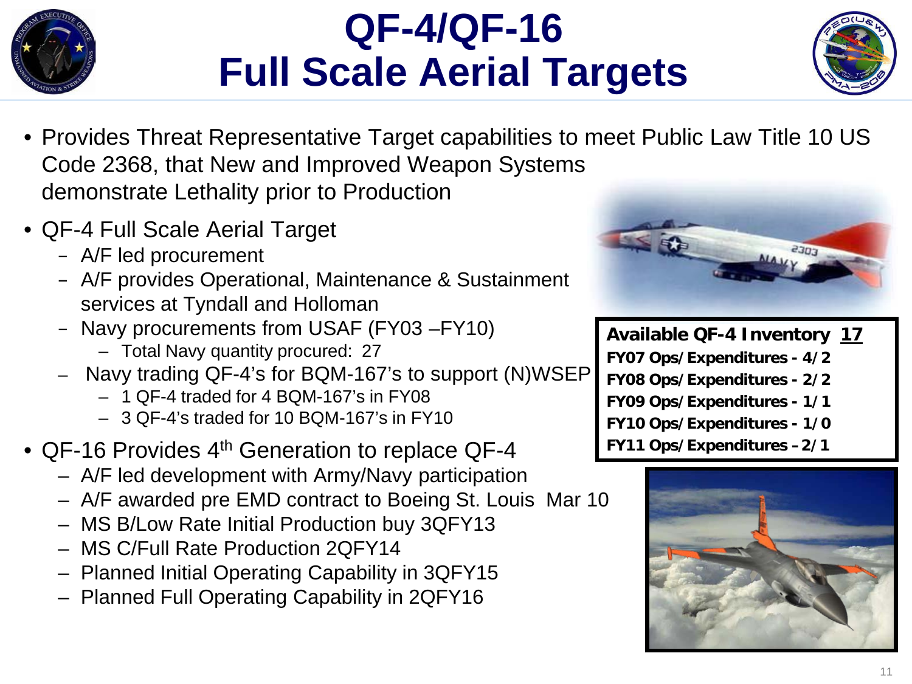# QF-4/QF-16 Full Scale Aerial Targets

- Provides Threat Representative Target capabilities to meet Public Law Title 10 US Code 2368, that New and Improved Weapon Systems demonstrate Lethality prior to Production
- QF-4 Full Scale Aerial Target
  - A/F led procurement
  - A/F provides Operational, Maintenance & Sustainment services at Tyndall and Holloman
  - Navy procurements from USAF (FY03 –FY10)
    - Total Navy quantity procured: 27
  - Navy trading QF-4's for BQM-167's to support (N)WSEP
    - 1 QF-4 traded for 4 BQM-167's in FY08
    - 3 QF-4's traded for 10 BQM-167's in FY10
- QF-16 Provides 4th Generation to replace QF-4
  - A/F led development with Army/Navy participation
  - A/F awarded pre EMD contract to Boeing St. Louis Mar 10
  - MS B/Low Rate Initial Production buy 3QFY13
  - MS C/Full Rate Production 2QFY14
  - Planned Initial Operating Capability in 3QFY15
  - Planned Full Operating Capability in 2QFY16

**Available QF-4 Inventory 17**

**FY07 Ops/Expenditures - 4/2**
**FY08 Ops/Expenditures - 2/2**
**FY09 Ops/Expenditures - 1/1**
**FY10 Ops/Expenditures - 1/0**
**FY11 Ops/Expenditures – 2/1**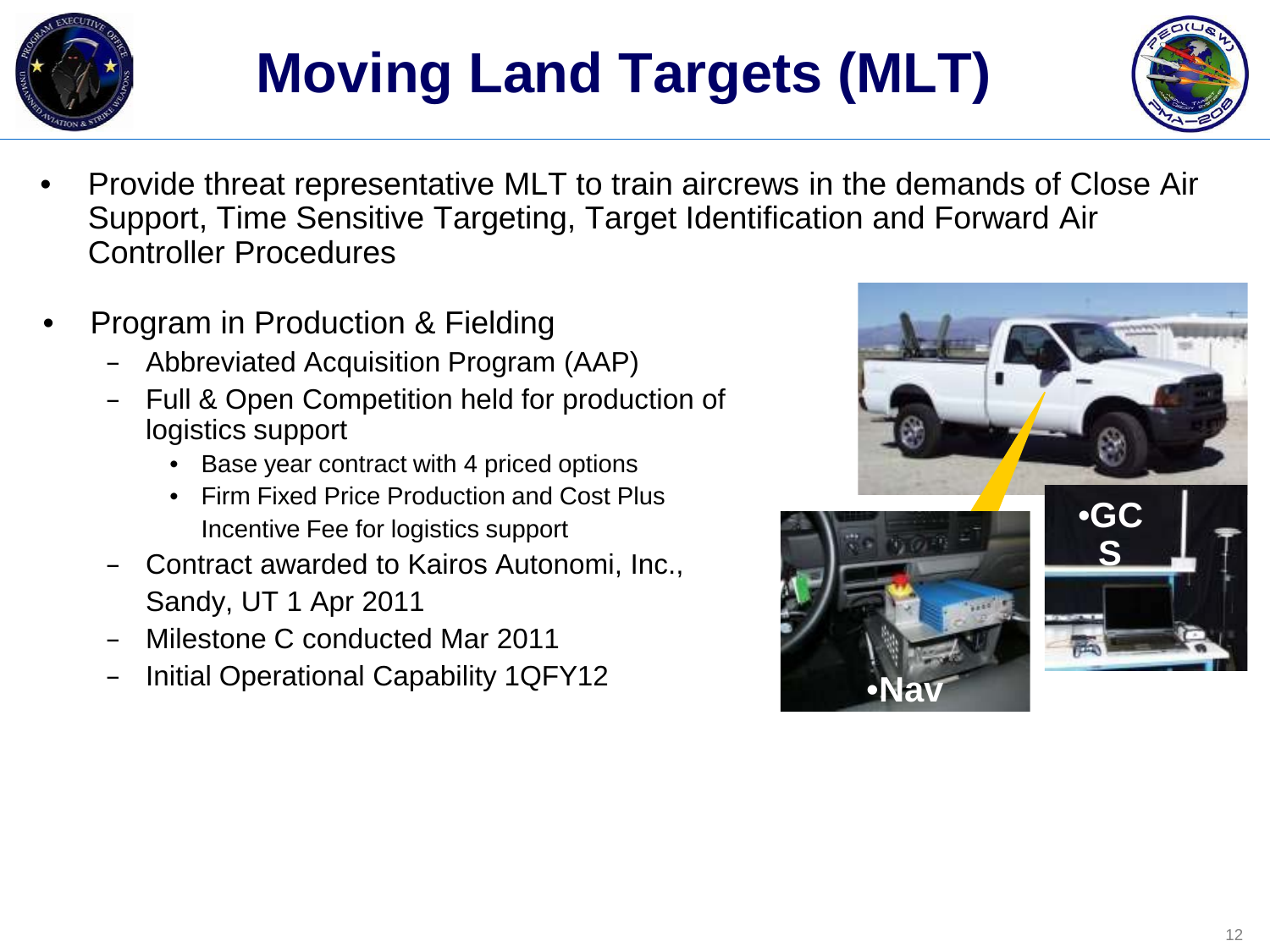# Moving Land Targets (MLT)

- Provide threat representative MLT to train aircrews in the demands of Close Air Support, Time Sensitive Targeting, Target Identification and Forward Air Controller Procedures

- Program in Production & Fielding
  - Abbreviated Acquisition Program (AAP)
  - Full & Open Competition held for production of logistics support
    - Base year contract with 4 priced options
    - Firm Fixed Price Production and Cost Plus Incentive Fee for logistics support
  - Contract awarded to Kairos Autonomi, Inc., Sandy, UT 1 Apr 2011
  - Milestone C conducted Mar 2011
  - Initial Operational Capability 1QFY12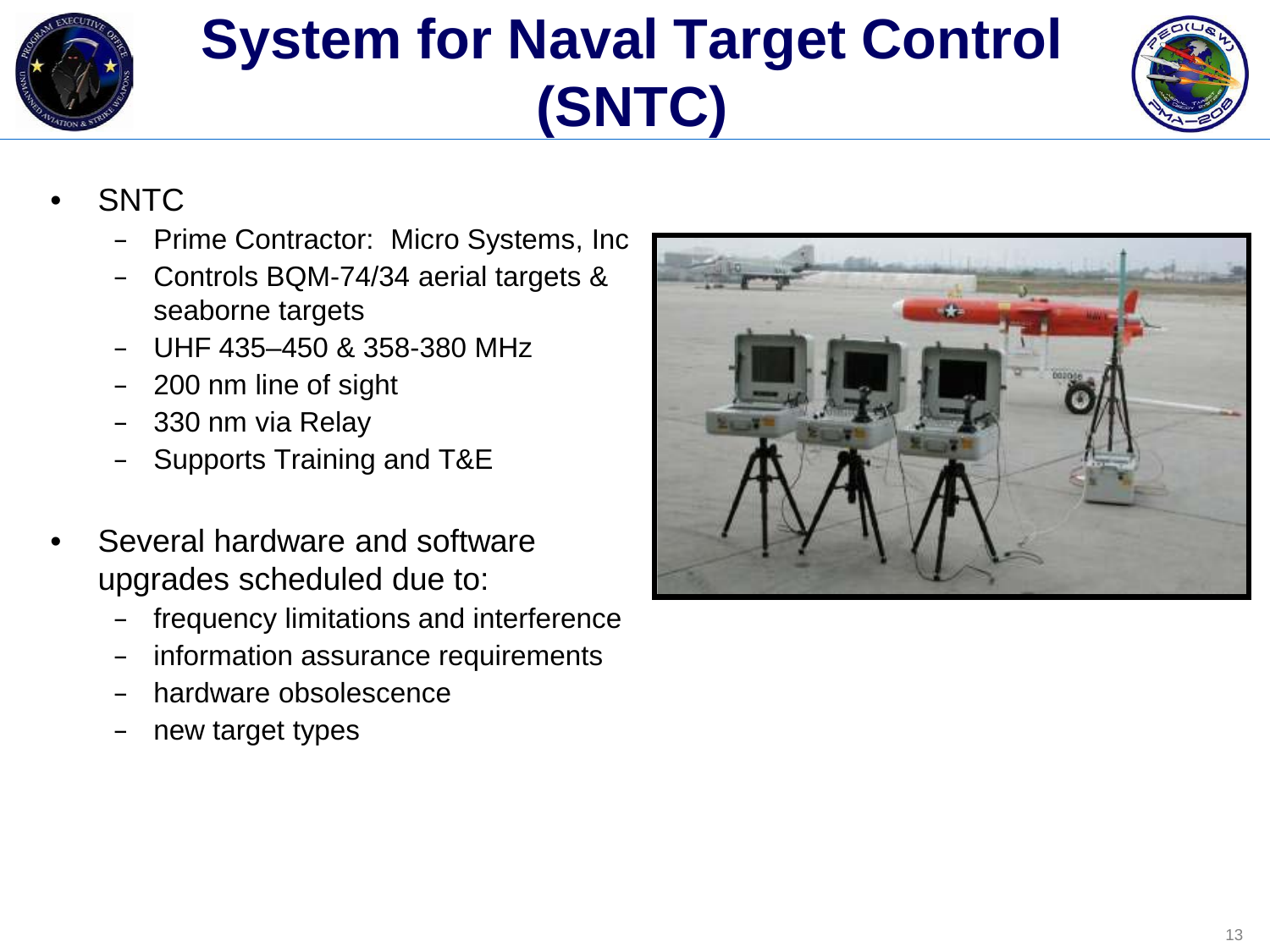# System for Naval Target Control (SNTC)

- SNTC
  - Prime Contractor: Micro Systems, Inc
  - Controls BQM-74/34 aerial targets & seaborne targets
  - UHF 435–450 & 358-380 MHz
  - 200 nm line of sight
  - 330 nm via Relay
  - Supports Training and T&E

- Several hardware and software upgrades scheduled due to:
  - frequency limitations and interference
  - information assurance requirements
  - hardware obsolescence
  - new target types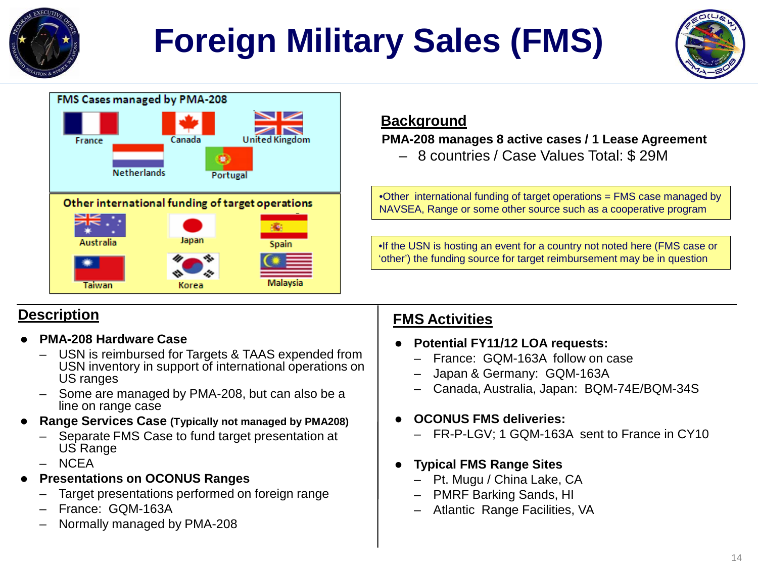# Foreign Military Sales (FMS)

**FMS Cases managed by PMA-208**

France, Canada, United Kingdom, Netherlands, Portugal

**Other international funding of target operations**

Australia, Japan, Spain, Taiwan, Korea, Malaysia

## Background

**PMA-208 manages 8 active cases / 1 Lease Agreement**

- 8 countries / Case Values Total: $ 29M

•Other international funding of target operations = FMS case managed by NAVSEA, Range or some other source such as a cooperative program

•If the USN is hosting an event for a country not noted here (FMS case or 'other') the funding source for target reimbursement may be in question

## Description

- **PMA-208 Hardware Case**
  - USN is reimbursed for Targets & TAAS expended from USN inventory in support of international operations on US ranges
  - Some are managed by PMA-208, but can also be a line on range case
- **Range Services Case (Typically not managed by PMA208)**
  - Separate FMS Case to fund target presentation at US Range
  - NCEA
- **Presentations on OCONUS Ranges**
  - Target presentations performed on foreign range
  - France: GQM-163A
  - Normally managed by PMA-208

## FMS Activities

- **Potential FY11/12 LOA requests:**
  - France: GQM-163A follow on case
  - Japan & Germany: GQM-163A
  - Canada, Australia, Japan: BQM-74E/BQM-34S
- **OCONUS FMS deliveries:**
  - FR-P-LGV; 1 GQM-163A sent to France in CY10
- **Typical FMS Range Sites**
  - Pt. Mugu / China Lake, CA
  - PMRF Barking Sands, HI
  - Atlantic Range Facilities, VA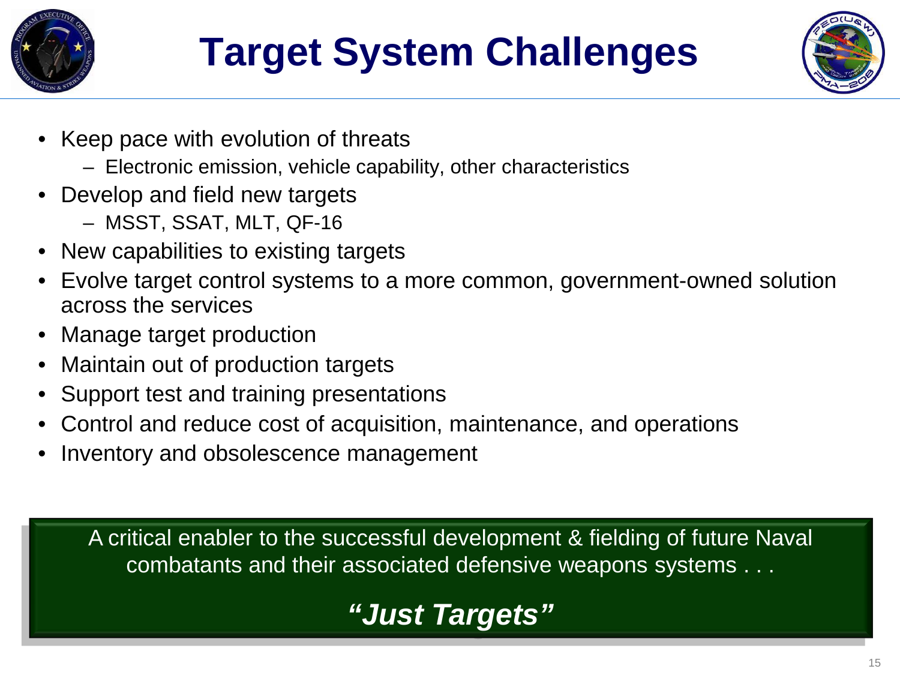# Target System Challenges

- Keep pace with evolution of threats
  - Electronic emission, vehicle capability, other characteristics
- Develop and field new targets
  - MSST, SSAT, MLT, QF-16
- New capabilities to existing targets
- Evolve target control systems to a more common, government-owned solution across the services
- Manage target production
- Maintain out of production targets
- Support test and training presentations
- Control and reduce cost of acquisition, maintenance, and operations
- Inventory and obsolescence management

A critical enabler to the successful development & fielding of future Naval combatants and their associated defensive weapons systems . . .

***"Just Targets"***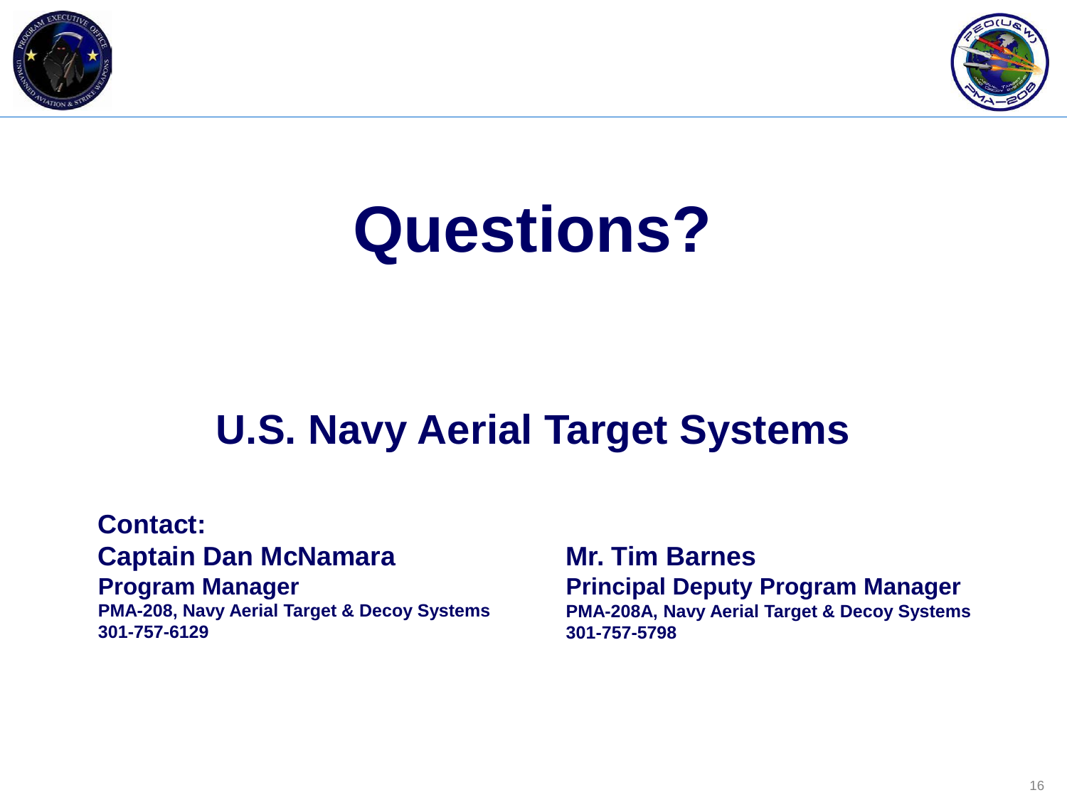# Questions?

## U.S. Navy Aerial Target Systems

**Contact:**

**Captain Dan McNamara**
**Program Manager**
**PMA-208, Navy Aerial Target & Decoy Systems**
**301-757-6129**

**Mr. Tim Barnes**
**Principal Deputy Program Manager**
**PMA-208A, Navy Aerial Target & Decoy Systems**
**301-757-5798**